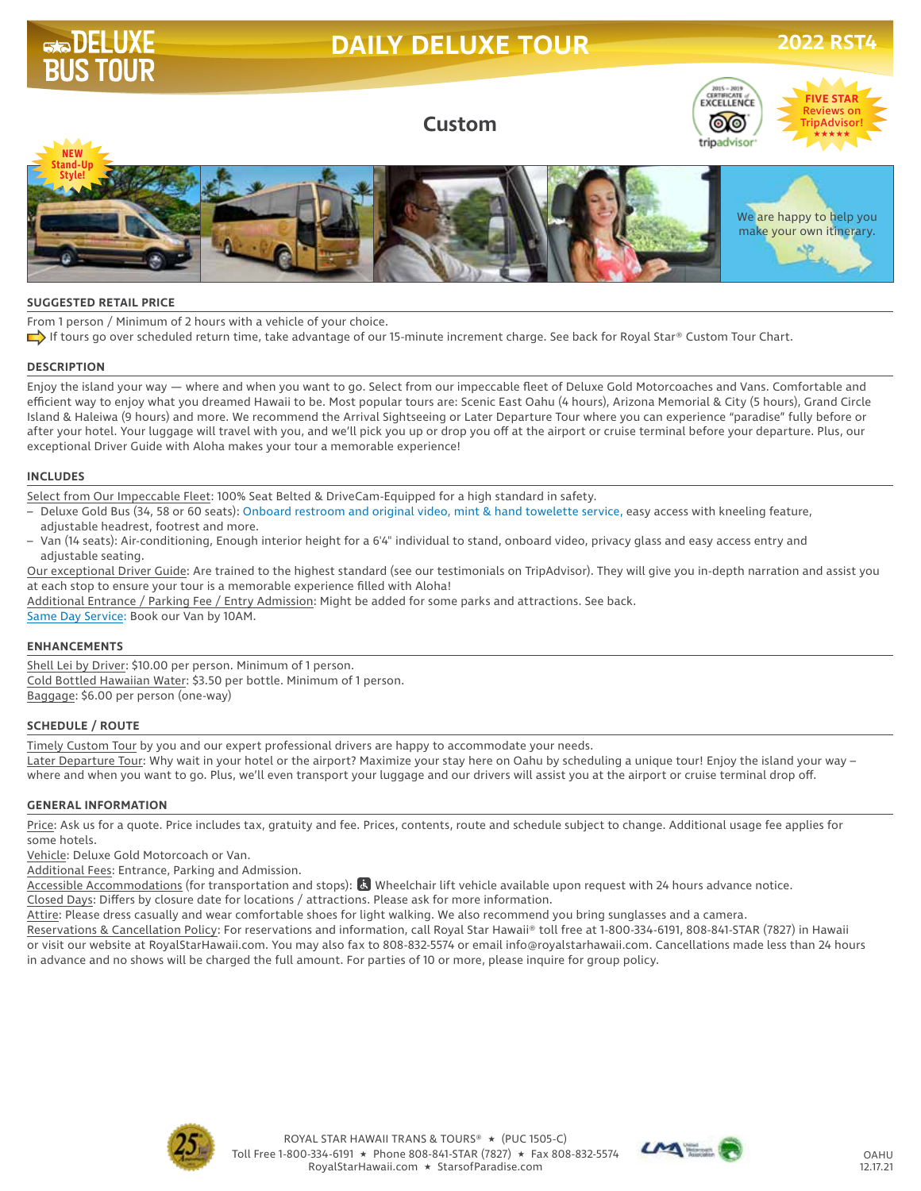# DAILY DELUXE TOUR

DELUXE BUS TOUR

2022 RST4

## Custom

NEW Stand-Up Style!

2015 – 2019 CERTIFICATE of EXCELLENCE tripadvisor

FIVE STAR Reviews on TripAdvisor! ★★★★★

We are happy to help you make your own itinerary.

### SUGGESTED RETAIL PRICE

From 1 person / Minimum of 2 hours with a vehicle of your choice.

➡ If tours go over scheduled return time, take advantage of our 15-minute increment charge. See back for Royal Star® Custom Tour Chart.

### DESCRIPTION

Enjoy the island your way — where and when you want to go. Select from our impeccable fleet of Deluxe Gold Motorcoaches and Vans. Comfortable and efficient way to enjoy what you dreamed Hawaii to be. Most popular tours are: Scenic East Oahu (4 hours), Arizona Memorial & City (5 hours), Grand Circle Island & Haleiwa (9 hours) and more. We recommend the Arrival Sightseeing or Later Departure Tour where you can experience "paradise" fully before or after your hotel. Your luggage will travel with you, and we'll pick you up or drop you off at the airport or cruise terminal before your departure. Plus, our exceptional Driver Guide with Aloha makes your tour a memorable experience!

### INCLUDES

Select from Our Impeccable Fleet: 100% Seat Belted & DriveCam-Equipped for a high standard in safety.

- Deluxe Gold Bus (34, 58 or 60 seats): Onboard restroom and original video, mint & hand towelette service, easy access with kneeling feature, adjustable headrest, footrest and more.
- Van (14 seats): Air-conditioning, Enough interior height for a 6'4" individual to stand, onboard video, privacy glass and easy access entry and adjustable seating.

Our exceptional Driver Guide: Are trained to the highest standard (see our testimonials on TripAdvisor). They will give you in-depth narration and assist you at each stop to ensure your tour is a memorable experience filled with Aloha!

Additional Entrance / Parking Fee / Entry Admission: Might be added for some parks and attractions. See back.

Same Day Service: Book our Van by 10AM.

### ENHANCEMENTS

Shell Lei by Driver: $10.00 per person. Minimum of 1 person.

Cold Bottled Hawaiian Water: $3.50 per bottle. Minimum of 1 person.

Baggage: $6.00 per person (one-way)

### SCHEDULE / ROUTE

Timely Custom Tour by you and our expert professional drivers are happy to accommodate your needs.

Later Departure Tour: Why wait in your hotel or the airport? Maximize your stay here on Oahu by scheduling a unique tour! Enjoy the island your way – where and when you want to go. Plus, we'll even transport your luggage and our drivers will assist you at the airport or cruise terminal drop off.

### GENERAL INFORMATION

Price: Ask us for a quote. Price includes tax, gratuity and fee. Prices, contents, route and schedule subject to change. Additional usage fee applies for some hotels.

Vehicle: Deluxe Gold Motorcoach or Van.

Additional Fees: Entrance, Parking and Admission.

Accessible Accommodations (for transportation and stops): ♿ Wheelchair lift vehicle available upon request with 24 hours advance notice.

Closed Days: Differs by closure date for locations / attractions. Please ask for more information.

Attire: Please dress casually and wear comfortable shoes for light walking. We also recommend you bring sunglasses and a camera.

Reservations & Cancellation Policy: For reservations and information, call Royal Star Hawaii® toll free at 1-800-334-6191, 808-841-STAR (7827) in Hawaii or visit our website at RoyalStarHawaii.com. You may also fax to 808-832-5574 or email info@royalstarhawaii.com. Cancellations made less than 24 hours in advance and no shows will be charged the full amount. For parties of 10 or more, please inquire for group policy.

ROYAL STAR HAWAII TRANS & TOURS® ★ (PUC 1505-C)
Toll Free 1-800-334-6191 ★ Phone 808-841-STAR (7827) ★ Fax 808-832-5574
RoyalStarHawaii.com ★ StarsofParadise.com

OAHU
12.17.21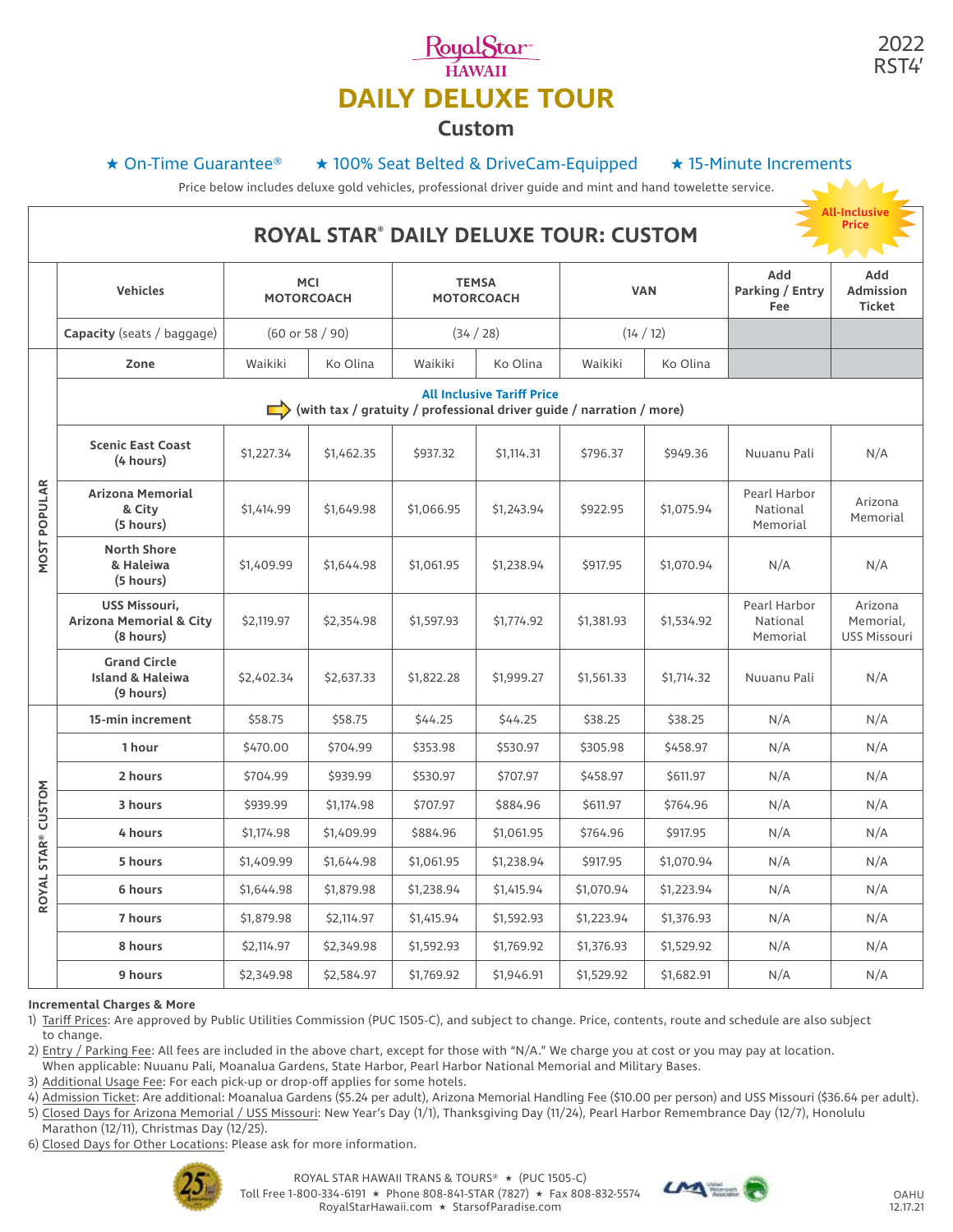RoyalStar™ HAWAII

# DAILY DELUXE TOUR

## Custom

2022
RST4′

★ On-Time Guarantee® ★ 100% Seat Belted & DriveCam-Equipped ★ 15-Minute Increments

Price below includes deluxe gold vehicles, professional driver guide and mint and hand towelette service.

All-Inclusive Price

### ROYAL STAR® DAILY DELUXE TOUR: CUSTOM

| | Vehicles | MCI MOTORCOACH | | TEMSA MOTORCOACH | | VAN | | Add Parking / Entry Fee | Add Admission Ticket |
|---|---|---|---|---|---|---|---|---|---|
| | Capacity (seats / baggage) | (60 or 58 / 90) | | (34 / 28) | | (14 / 12) | | | |
| | Zone | Waikiki | Ko Olina | Waikiki | Ko Olina | Waikiki | Ko Olina | | |
| | All Inclusive Tariff Price (with tax / gratuity / professional driver guide / narration / more) | | | | | | | | |
| MOST POPULAR | Scenic East Coast (4 hours) | $1,227.34 | $1,462.35 | $937.32 | $1,114.31 | $796.37 | $949.36 | Nuuanu Pali | N/A |
| MOST POPULAR | Arizona Memorial & City (5 hours) | $1,414.99 | $1,649.98 | $1,066.95 | $1,243.94 | $922.95 | $1,075.94 | Pearl Harbor National Memorial | Arizona Memorial |
| MOST POPULAR | North Shore & Haleiwa (5 hours) | $1,409.99 | $1,644.98 | $1,061.95 | $1,238.94 | $917.95 | $1,070.94 | N/A | N/A |
| MOST POPULAR | USS Missouri, Arizona Memorial & City (8 hours) | $2,119.97 | $2,354.98 | $1,597.93 | $1,774.92 | $1,381.93 | $1,534.92 | Pearl Harbor National Memorial | Arizona Memorial, USS Missouri |
| MOST POPULAR | Grand Circle Island & Haleiwa (9 hours) | $2,402.34 | $2,637.33 | $1,822.28 | $1,999.27 | $1,561.33 | $1,714.32 | Nuuanu Pali | N/A |
| ROYAL STAR® CUSTOM | 15-min increment | $58.75 | $58.75 | $44.25 | $44.25 | $38.25 | $38.25 | N/A | N/A |
| ROYAL STAR® CUSTOM | 1 hour | $470.00 | $704.99 | $353.98 | $530.97 | $305.98 | $458.97 | N/A | N/A |
| ROYAL STAR® CUSTOM | 2 hours | $704.99 | $939.99 | $530.97 | $707.97 | $458.97 | $611.97 | N/A | N/A |
| ROYAL STAR® CUSTOM | 3 hours | $939.99 | $1,174.98 | $707.97 | $884.96 | $611.97 | $764.96 | N/A | N/A |
| ROYAL STAR® CUSTOM | 4 hours | $1,174.98 | $1,409.99 | $884.96 | $1,061.95 | $764.96 | $917.95 | N/A | N/A |
| ROYAL STAR® CUSTOM | 5 hours | $1,409.99 | $1,644.98 | $1,061.95 | $1,238.94 | $917.95 | $1,070.94 | N/A | N/A |
| ROYAL STAR® CUSTOM | 6 hours | $1,644.98 | $1,879.98 | $1,238.94 | $1,415.94 | $1,070.94 | $1,223.94 | N/A | N/A |
| ROYAL STAR® CUSTOM | 7 hours | $1,879.98 | $2,114.97 | $1,415.94 | $1,592.93 | $1,223.94 | $1,376.93 | N/A | N/A |
| ROYAL STAR® CUSTOM | 8 hours | $2,114.97 | $2,349.98 | $1,592.93 | $1,769.92 | $1,376.93 | $1,529.92 | N/A | N/A |
| ROYAL STAR® CUSTOM | 9 hours | $2,349.98 | $2,584.97 | $1,769.92 | $1,946.91 | $1,529.92 | $1,682.91 | N/A | N/A |

**Incremental Charges & More**

1) Tariff Prices: Are approved by Public Utilities Commission (PUC 1505-C), and subject to change. Price, contents, route and schedule are also subject to change.
2) Entry / Parking Fee: All fees are included in the above chart, except for those with "N/A." We charge you at cost or you may pay at location. When applicable: Nuuanu Pali, Moanalua Gardens, State Harbor, Pearl Harbor National Memorial and Military Bases.
3) Additional Usage Fee: For each pick-up or drop-off applies for some hotels.
4) Admission Ticket: Are additional: Moanalua Gardens ($5.24 per adult), Arizona Memorial Handling Fee ($10.00 per person) and USS Missouri ($36.64 per adult).
5) Closed Days for Arizona Memorial / USS Missouri: New Year's Day (1/1), Thanksgiving Day (11/24), Pearl Harbor Remembrance Day (12/7), Honolulu Marathon (12/11), Christmas Day (12/25).
6) Closed Days for Other Locations: Please ask for more information.

ROYAL STAR HAWAII TRANS & TOURS® ★ (PUC 1505-C)
Toll Free 1-800-334-6191 ★ Phone 808-841-STAR (7827) ★ Fax 808-832-5574
RoyalStarHawaii.com ★ StarsofParadise.com

OAHU
12.17.21